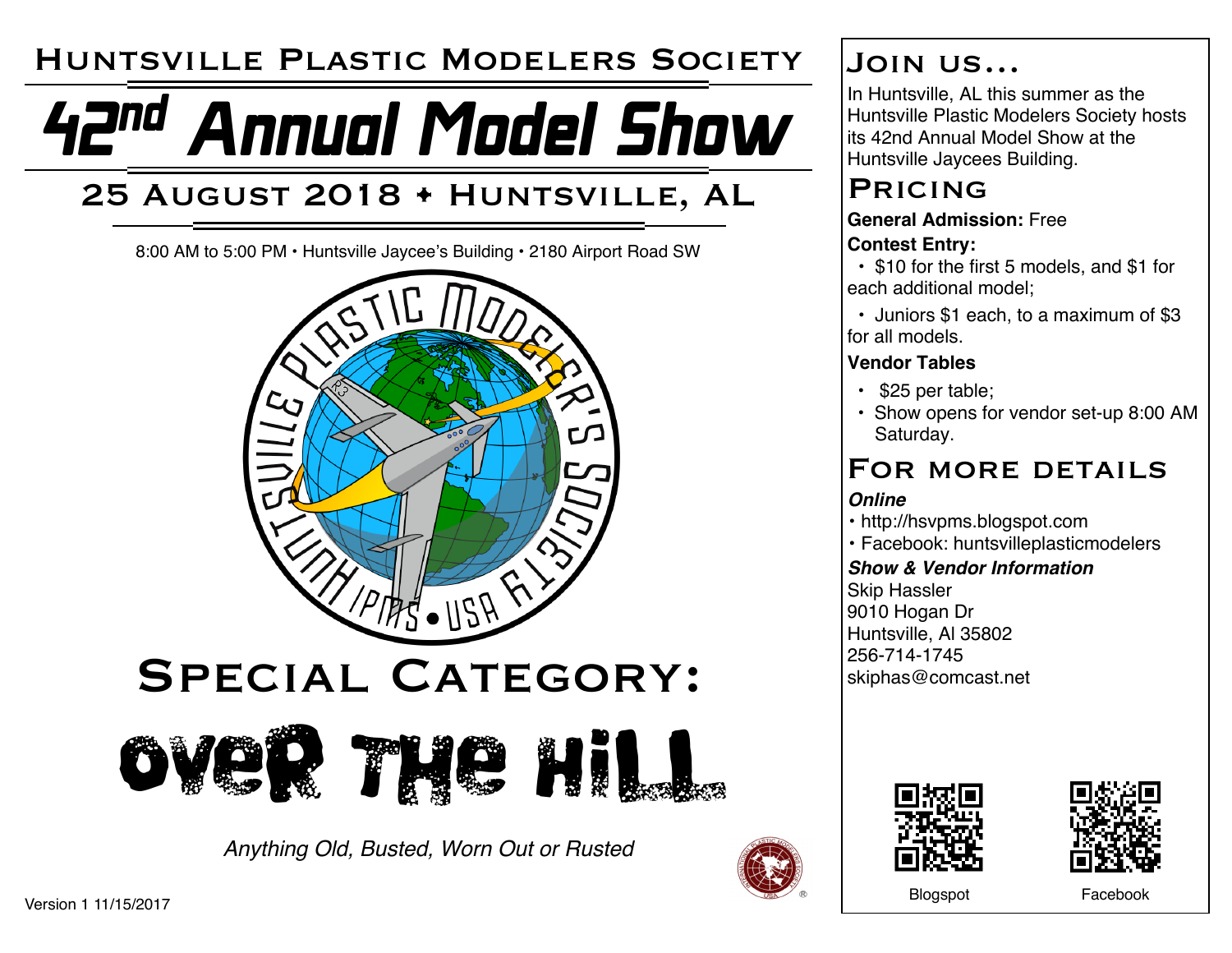# Huntsville Plastic Modelers Society

# 42nd Annual Model Show

## 25 August 2018 • Huntsville, AL

8:00 AM to 5:00 PM • Huntsville Jaycee's Building • 2180 Airport Road SW

## Special Category:

# Over the Hill

*Anything Old, Busted, Worn Out or Rusted*

Version 1 11/15/2017

## Join us...

In Huntsville, AL this summer as the Huntsville Plastic Modelers Society hosts its 42nd Annual Model Show at the Huntsville Jaycees Building.

## Pricing

**General Admission:** Free

**Contest Entry:**

- $10 for the first 5 models, and $1 for each additional model;
- Juniors $1 each, to a maximum of $3 for all models.

**Vendor Tables**

- $25 per table;
- Show opens for vendor set-up 8:00 AM Saturday.

## For more details

***Online***

- http://hsvpms.blogspot.com
- Facebook: huntsvilleplasticmodelers

***Show & Vendor Information***

Skip Hassler
9010 Hogan Dr
Huntsville, Al 35802
256-714-1745
skiphas@comcast.net

Blogspot

Facebook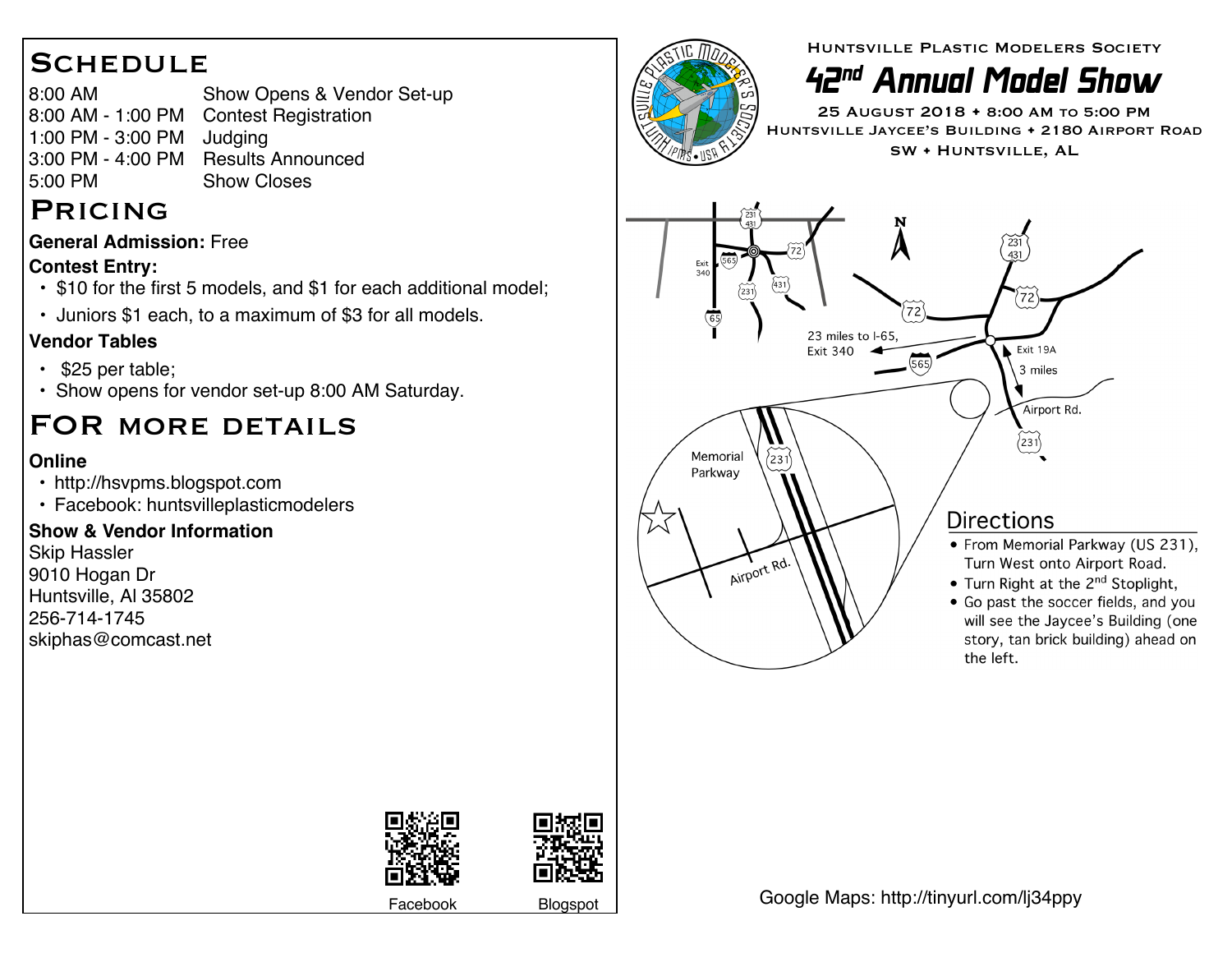# Schedule

| | |
|---|---|
| 8:00 AM | Show Opens & Vendor Set-up |
| 8:00 AM - 1:00 PM | Contest Registration |
| 1:00 PM - 3:00 PM | Judging |
| 3:00 PM - 4:00 PM | Results Announced |
| 5:00 PM | Show Closes |

# Pricing

**General Admission:** Free

**Contest Entry:**

- $10 for the first 5 models, and $1 for each additional model;
- Juniors $1 each, to a maximum of $3 for all models.

**Vendor Tables**

- $25 per table;
- Show opens for vendor set-up 8:00 AM Saturday.

# For more details

**Online**

- http://hsvpms.blogspot.com
- Facebook: huntsvilleplasticmodelers

**Show & Vendor Information**

Skip Hassler
9010 Hogan Dr
Huntsville, Al 35802
256-714-1745
skiphas@comcast.net

Facebook

Blogspot

## Huntsville Plastic Modelers Society

# 42nd Annual Model Show

25 August 2018 + 8:00 AM to 5:00 PM
Huntsville Jaycee's Building + 2180 Airport Road SW + Huntsville, AL

N

23 miles to I-65, Exit 340

Exit 19A

3 miles

Airport Rd.

Memorial Parkway

Airport Rd.

## Directions

- From Memorial Parkway (US 231), Turn West onto Airport Road.
- Turn Right at the 2nd Stoplight,
- Go past the soccer fields, and you will see the Jaycee's Building (one story, tan brick building) ahead on the left.

Google Maps: http://tinyurl.com/lj34ppy